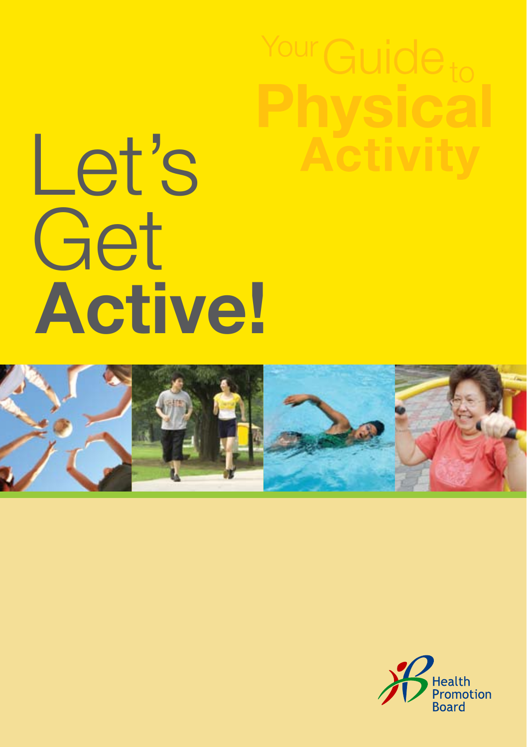# Let's Get **Active!**

## Your Guide to Physical Activity

Health Promotion Board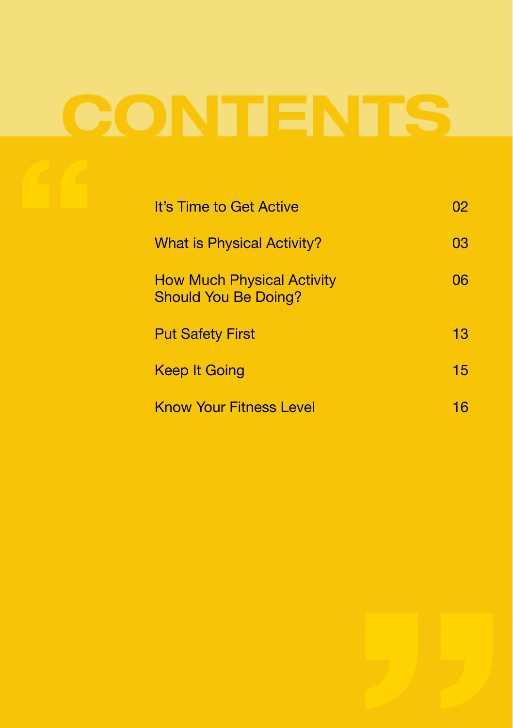# CONTENTS

| | |
|---|---|
| It's Time to Get Active | 02 |
| What is Physical Activity? | 03 |
| How Much Physical Activity Should You Be Doing? | 06 |
| Put Safety First | 13 |
| Keep It Going | 15 |
| Know Your Fitness Level | 16 |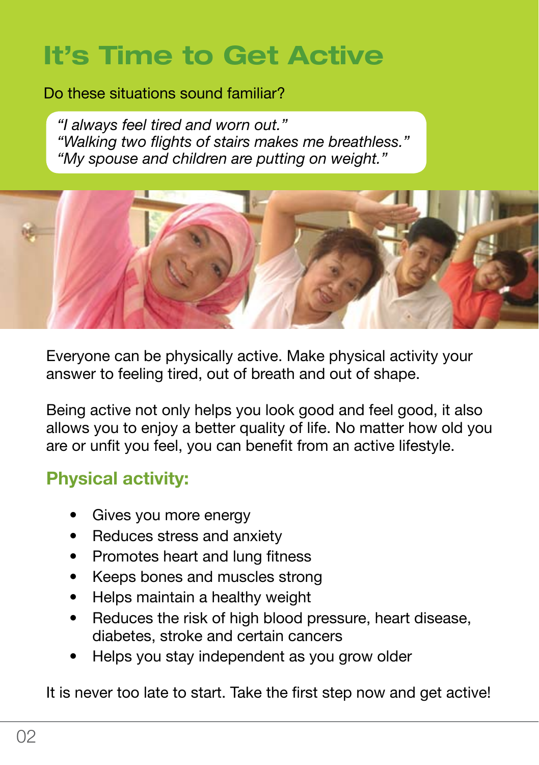# It's Time to Get Active

Do these situations sound familiar?

*"I always feel tired and worn out."*
*"Walking two flights of stairs makes me breathless."*
*"My spouse and children are putting on weight."*

Everyone can be physically active. Make physical activity your answer to feeling tired, out of breath and out of shape.

Being active not only helps you look good and feel good, it also allows you to enjoy a better quality of life. No matter how old you are or unfit you feel, you can benefit from an active lifestyle.

## Physical activity:

- Gives you more energy
- Reduces stress and anxiety
- Promotes heart and lung fitness
- Keeps bones and muscles strong
- Helps maintain a healthy weight
- Reduces the risk of high blood pressure, heart disease, diabetes, stroke and certain cancers
- Helps you stay independent as you grow older

It is never too late to start. Take the first step now and get active!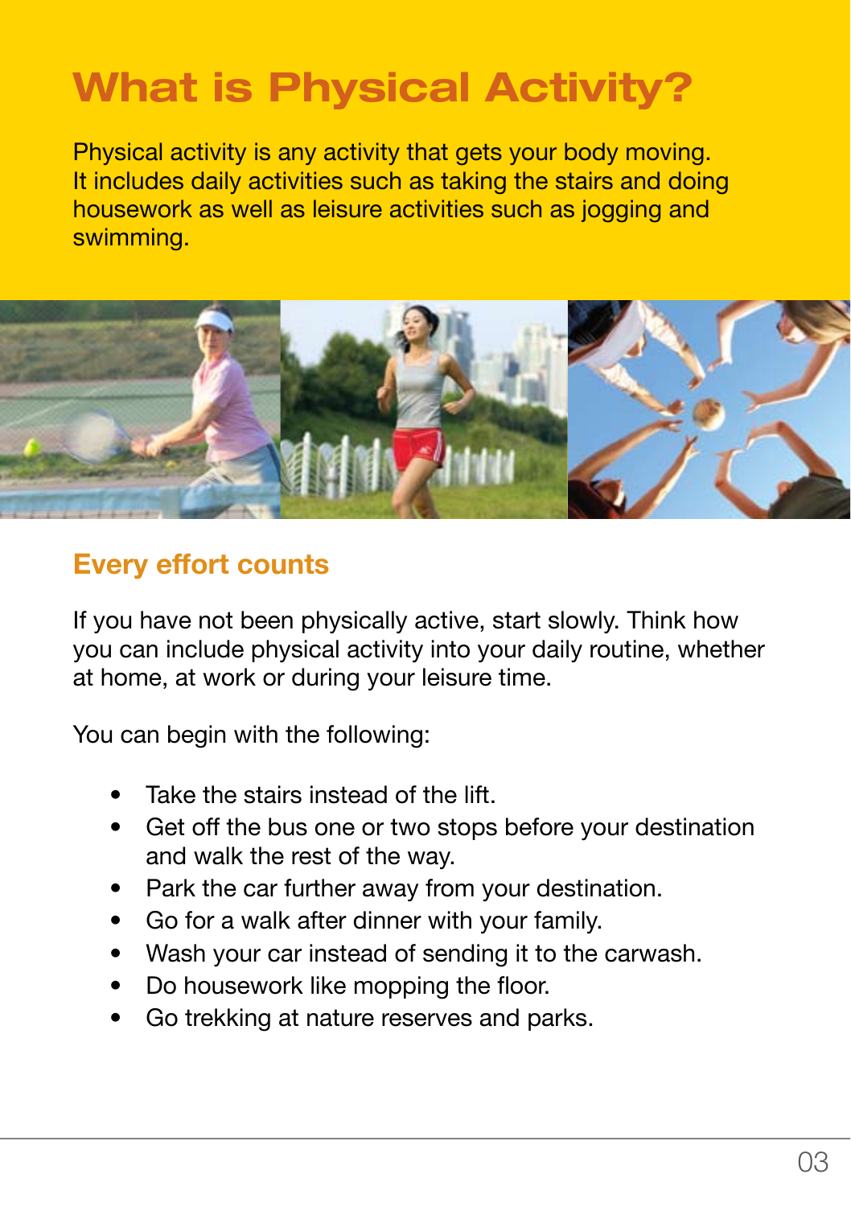# What is Physical Activity?

Physical activity is any activity that gets your body moving. It includes daily activities such as taking the stairs and doing housework as well as leisure activities such as jogging and swimming.

## Every effort counts

If you have not been physically active, start slowly. Think how you can include physical activity into your daily routine, whether at home, at work or during your leisure time.

You can begin with the following:

- Take the stairs instead of the lift.
- Get off the bus one or two stops before your destination and walk the rest of the way.
- Park the car further away from your destination.
- Go for a walk after dinner with your family.
- Wash your car instead of sending it to the carwash.
- Do housework like mopping the floor.
- Go trekking at nature reserves and parks.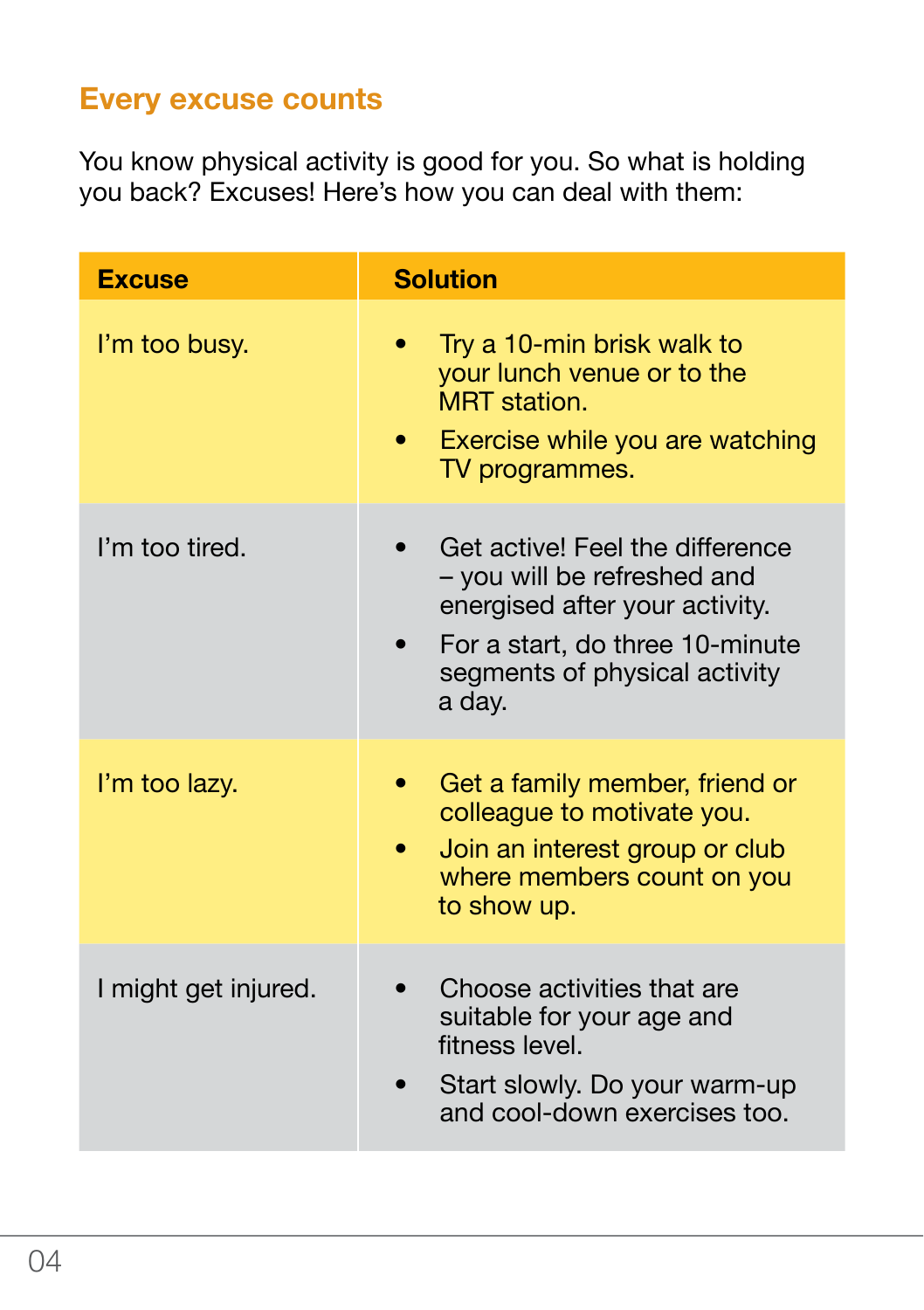## Every excuse counts

You know physical activity is good for you. So what is holding you back? Excuses! Here's how you can deal with them:

| Excuse | Solution |
| --- | --- |
| I'm too busy. | • Try a 10-min brisk walk to your lunch venue or to the MRT station.<br>• Exercise while you are watching TV programmes. |
| I'm too tired. | • Get active! Feel the difference – you will be refreshed and energised after your activity.<br>• For a start, do three 10-minute segments of physical activity a day. |
| I'm too lazy. | • Get a family member, friend or colleague to motivate you.<br>• Join an interest group or club where members count on you to show up. |
| I might get injured. | • Choose activities that are suitable for your age and fitness level.<br>• Start slowly. Do your warm-up and cool-down exercises too. |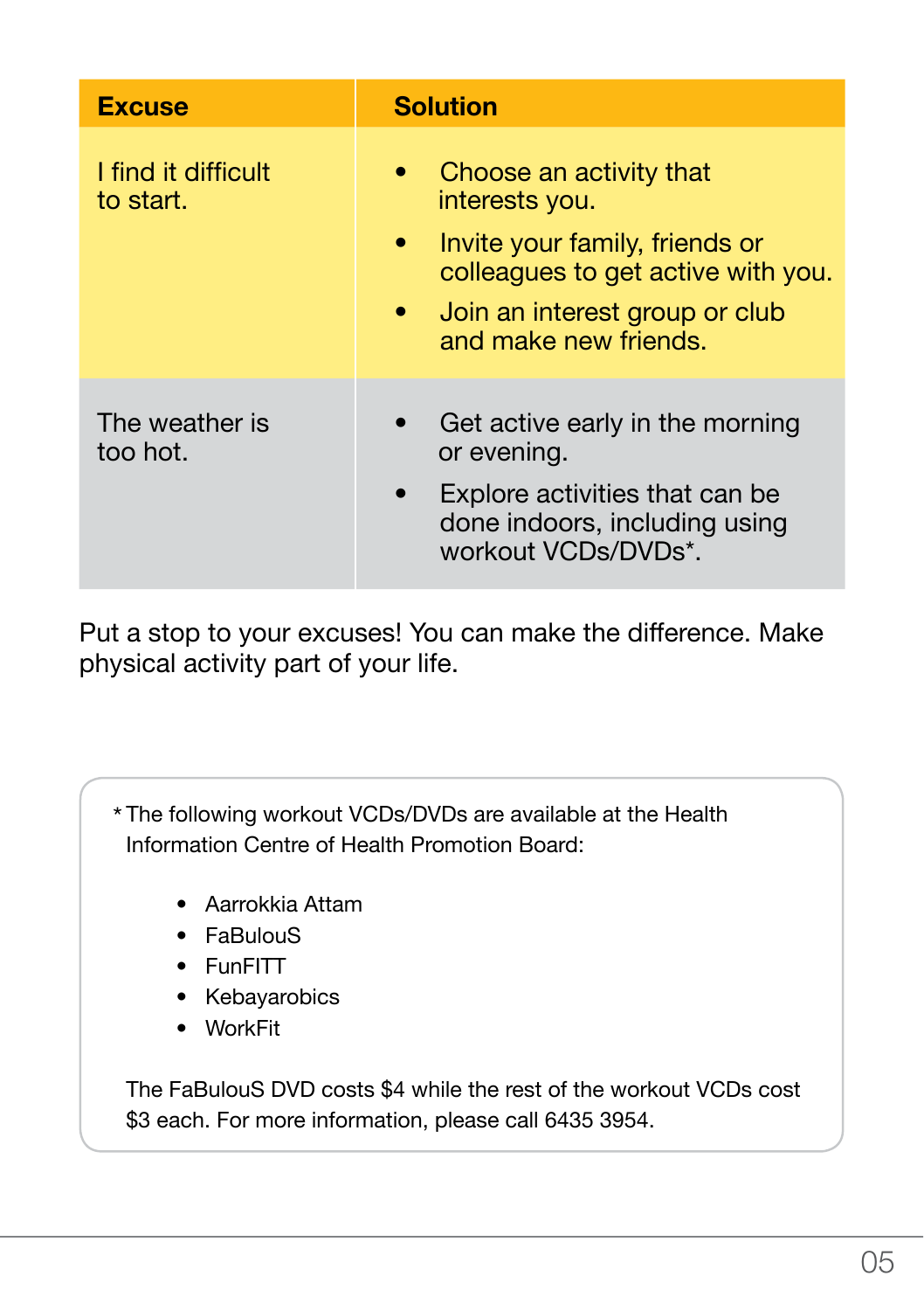| Excuse | Solution |
| --- | --- |
| I find it difficult to start. | • Choose an activity that interests you.<br>• Invite your family, friends or colleagues to get active with you.<br>• Join an interest group or club and make new friends. |
| The weather is too hot. | • Get active early in the morning or evening.<br>• Explore activities that can be done indoors, including using workout VCDs/DVDs*. |

Put a stop to your excuses! You can make the difference. Make physical activity part of your life.

* The following workout VCDs/DVDs are available at the Health Information Centre of Health Promotion Board:

- Aarrokkia Attam
- FaBulouS
- FunFITT
- Kebayarobics
- WorkFit

The FaBulouS DVD costs $4 while the rest of the workout VCDs cost $3 each. For more information, please call 6435 3954.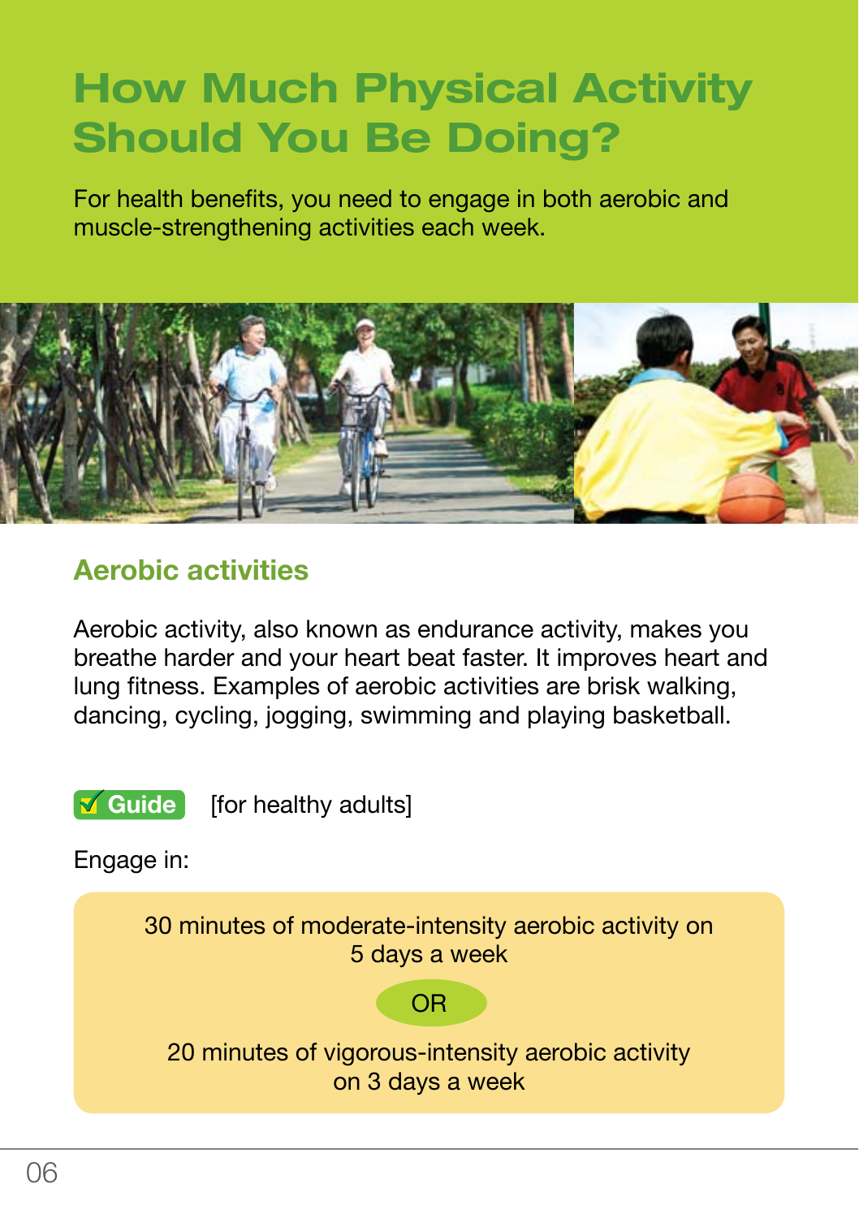# How Much Physical Activity Should You Be Doing?

For health benefits, you need to engage in both aerobic and muscle-strengthening activities each week.

## Aerobic activities

Aerobic activity, also known as endurance activity, makes you breathe harder and your heart beat faster. It improves heart and lung fitness. Examples of aerobic activities are brisk walking, dancing, cycling, jogging, swimming and playing basketball.

**✓ Guide** [for healthy adults]

Engage in:

30 minutes of moderate-intensity aerobic activity on 5 days a week

**OR**

20 minutes of vigorous-intensity aerobic activity on 3 days a week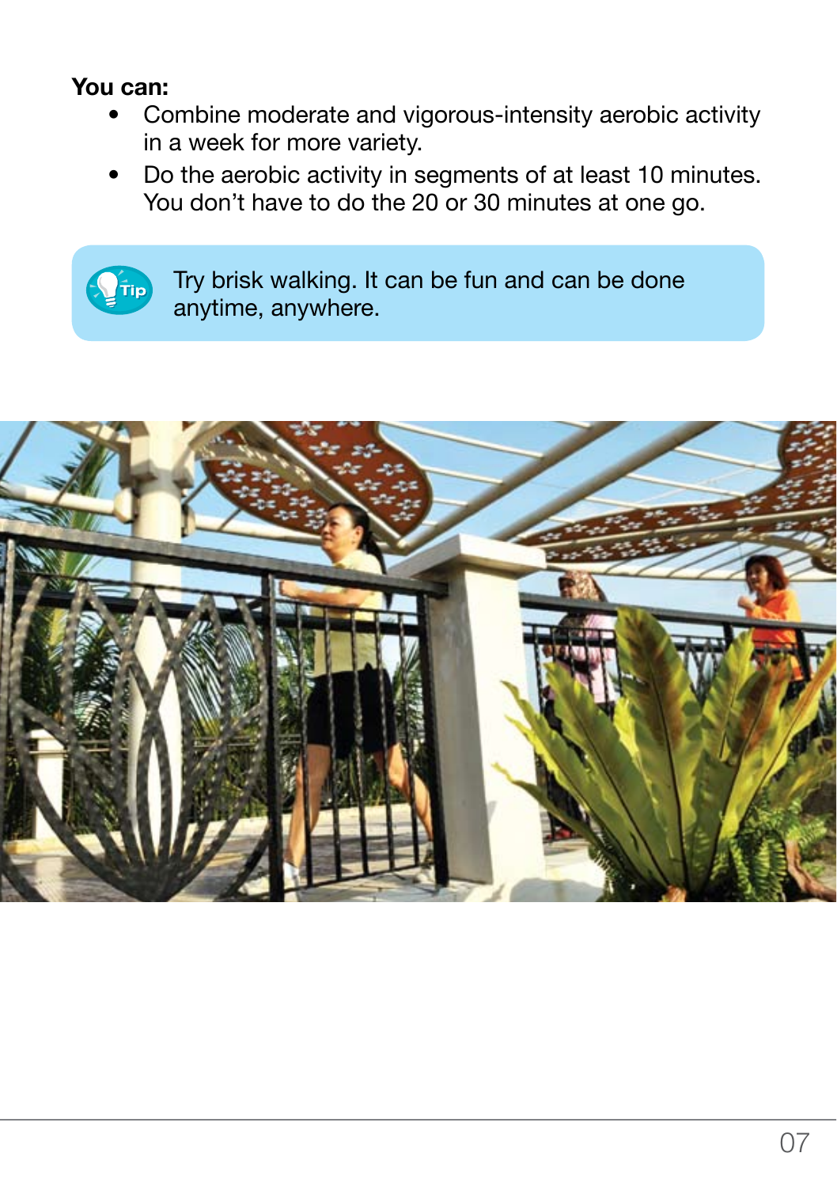**You can:**

- Combine moderate and vigorous-intensity aerobic activity in a week for more variety.
- Do the aerobic activity in segments of at least 10 minutes. You don't have to do the 20 or 30 minutes at one go.

> **Tip:** Try brisk walking. It can be fun and can be done anytime, anywhere.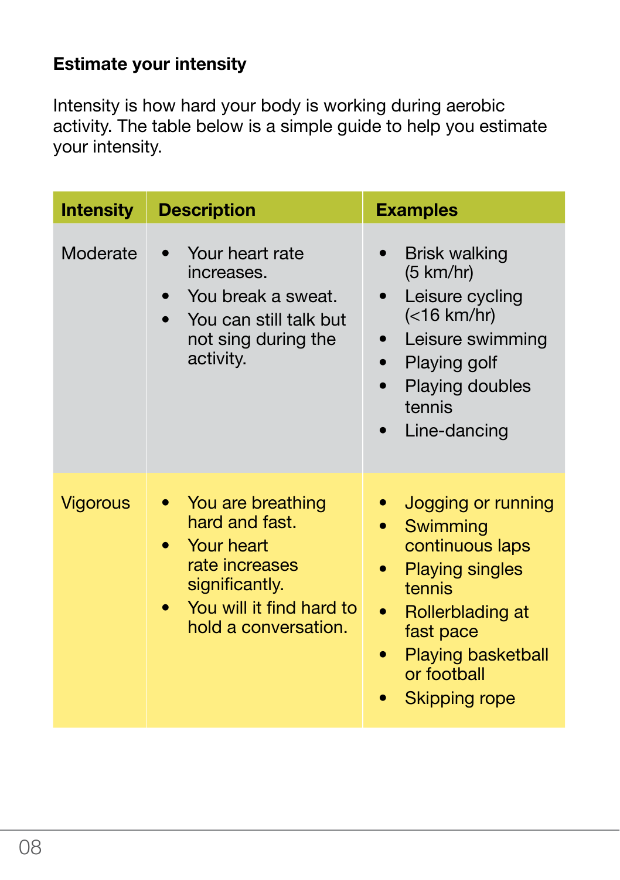### Estimate your intensity

Intensity is how hard your body is working during aerobic activity. The table below is a simple guide to help you estimate your intensity.

| Intensity | Description | Examples |
|---|---|---|
| Moderate | • Your heart rate increases.<br>• You break a sweat.<br>• You can still talk but not sing during the activity. | • Brisk walking (5 km/hr)<br>• Leisure cycling (<16 km/hr)<br>• Leisure swimming<br>• Playing golf<br>• Playing doubles tennis<br>• Line-dancing |
| Vigorous | • You are breathing hard and fast.<br>• Your heart rate increases significantly.<br>• You will it find hard to hold a conversation. | • Jogging or running<br>• Swimming continuous laps<br>• Playing singles tennis<br>• Rollerblading at fast pace<br>• Playing basketball or football<br>• Skipping rope |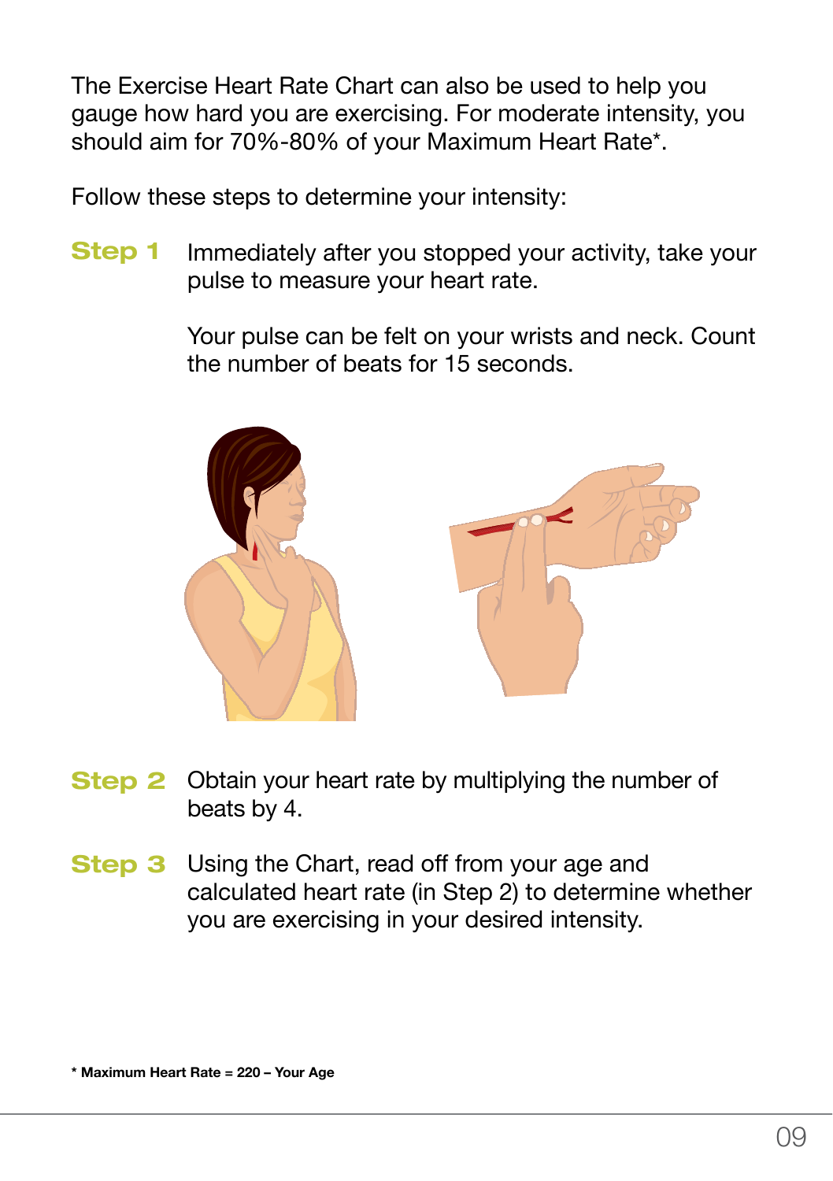The Exercise Heart Rate Chart can also be used to help you gauge how hard you are exercising. For moderate intensity, you should aim for 70%-80% of your Maximum Heart Rate*.

Follow these steps to determine your intensity:

**Step 1** Immediately after you stopped your activity, take your pulse to measure your heart rate.

Your pulse can be felt on your wrists and neck. Count the number of beats for 15 seconds.

**Step 2** Obtain your heart rate by multiplying the number of beats by 4.

**Step 3** Using the Chart, read off from your age and calculated heart rate (in Step 2) to determine whether you are exercising in your desired intensity.

**\* Maximum Heart Rate = 220 – Your Age**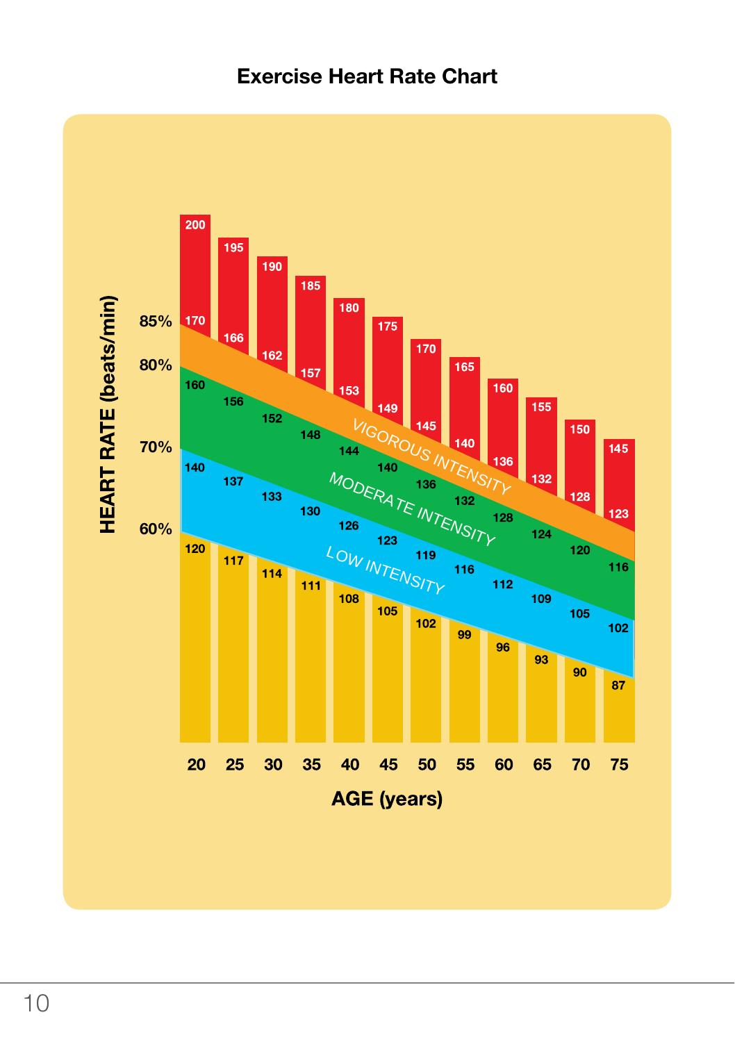## Exercise Heart Rate Chart

HEART RATE (beats/min) by AGE (years)

| AGE (years) | 20 | 25 | 30 | 35 | 40 | 45 | 50 | 55 | 60 | 65 | 70 | 75 |
|---|---|---|---|---|---|---|---|---|---|---|---|---|
| Maximum | 200 | 195 | 190 | 185 | 180 | 175 | 170 | 165 | 160 | 155 | 150 | 145 |
| 85% | 170 | 166 | 162 | 157 | 153 | 149 | 145 | 140 | 136 | 132 | 128 | 123 |
| 80% | 160 | 156 | 152 | 148 | 144 | 140 | 136 | 132 | 128 | 124 | 120 | 116 |
| 70% | 140 | 137 | 133 | 130 | 126 | 123 | 119 | 116 | 112 | 109 | 105 | 102 |
| 60% | 120 | 117 | 114 | 111 | 108 | 105 | 102 | 99 | 96 | 93 | 90 | 87 |

- VIGOROUS INTENSITY: 80%–85%
- MODERATE INTENSITY: 70%–80%
- LOW INTENSITY: 60%–70%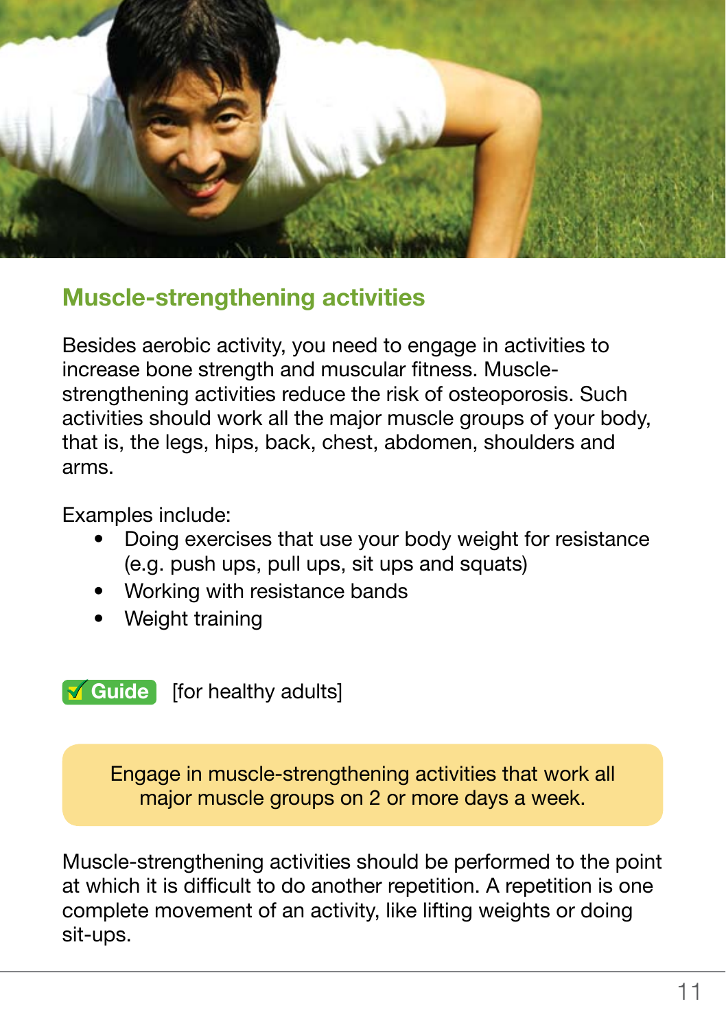## Muscle-strengthening activities

Besides aerobic activity, you need to engage in activities to increase bone strength and muscular fitness. Muscle-strengthening activities reduce the risk of osteoporosis. Such activities should work all the major muscle groups of your body, that is, the legs, hips, back, chest, abdomen, shoulders and arms.

Examples include:

- Doing exercises that use your body weight for resistance (e.g. push ups, pull ups, sit ups and squats)
- Working with resistance bands
- Weight training

**✓ Guide** [for healthy adults]

> Engage in muscle-strengthening activities that work all major muscle groups on 2 or more days a week.

Muscle-strengthening activities should be performed to the point at which it is difficult to do another repetition. A repetition is one complete movement of an activity, like lifting weights or doing sit-ups.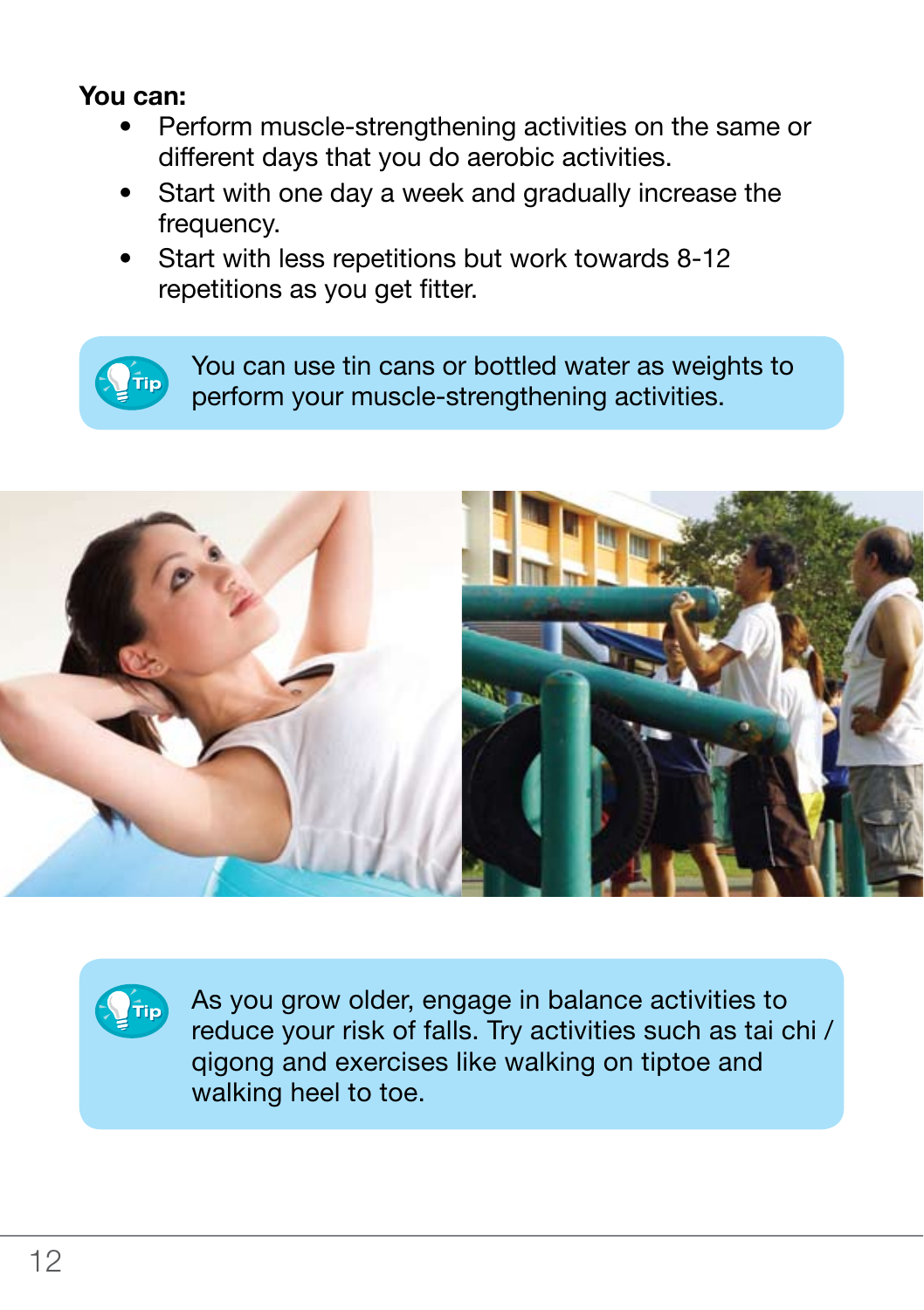**You can:**

- Perform muscle-strengthening activities on the same or different days that you do aerobic activities.
- Start with one day a week and gradually increase the frequency.
- Start with less repetitions but work towards 8-12 repetitions as you get fitter.

**Tip:** You can use tin cans or bottled water as weights to perform your muscle-strengthening activities.

**Tip:** As you grow older, engage in balance activities to reduce your risk of falls. Try activities such as tai chi / qigong and exercises like walking on tiptoe and walking heel to toe.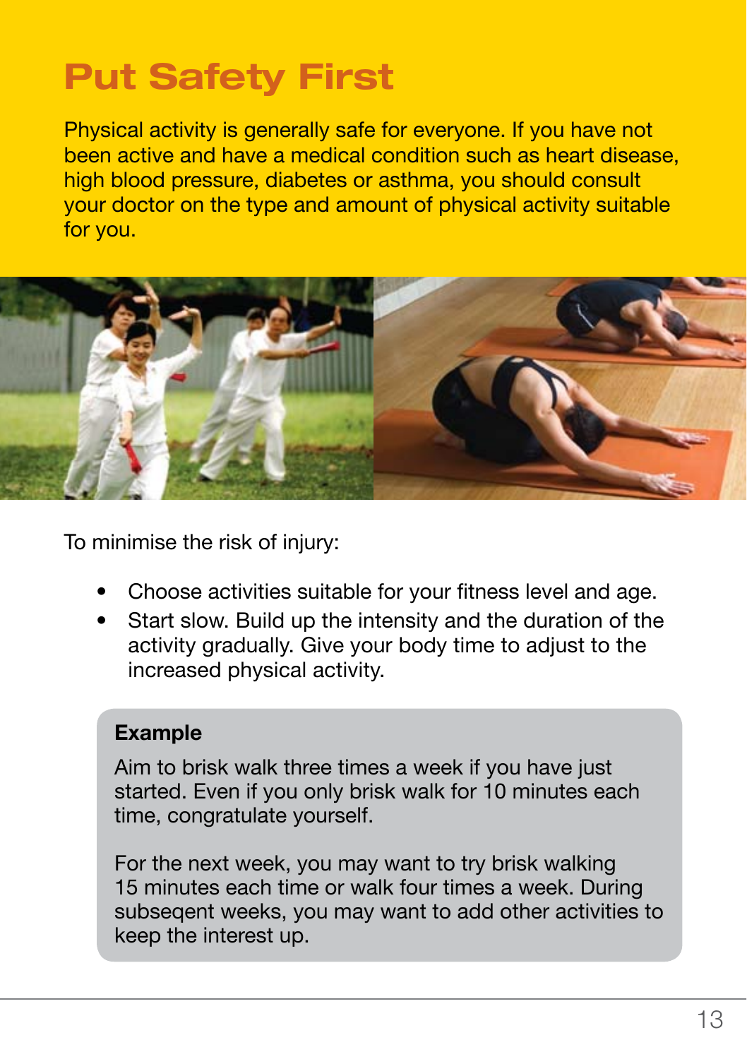# Put Safety First

Physical activity is generally safe for everyone. If you have not been active and have a medical condition such as heart disease, high blood pressure, diabetes or asthma, you should consult your doctor on the type and amount of physical activity suitable for you.

To minimise the risk of injury:

- Choose activities suitable for your fitness level and age.
- Start slow. Build up the intensity and the duration of the activity gradually. Give your body time to adjust to the increased physical activity.

**Example**

Aim to brisk walk three times a week if you have just started. Even if you only brisk walk for 10 minutes each time, congratulate yourself.

For the next week, you may want to try brisk walking 15 minutes each time or walk four times a week. During subseqent weeks, you may want to add other activities to keep the interest up.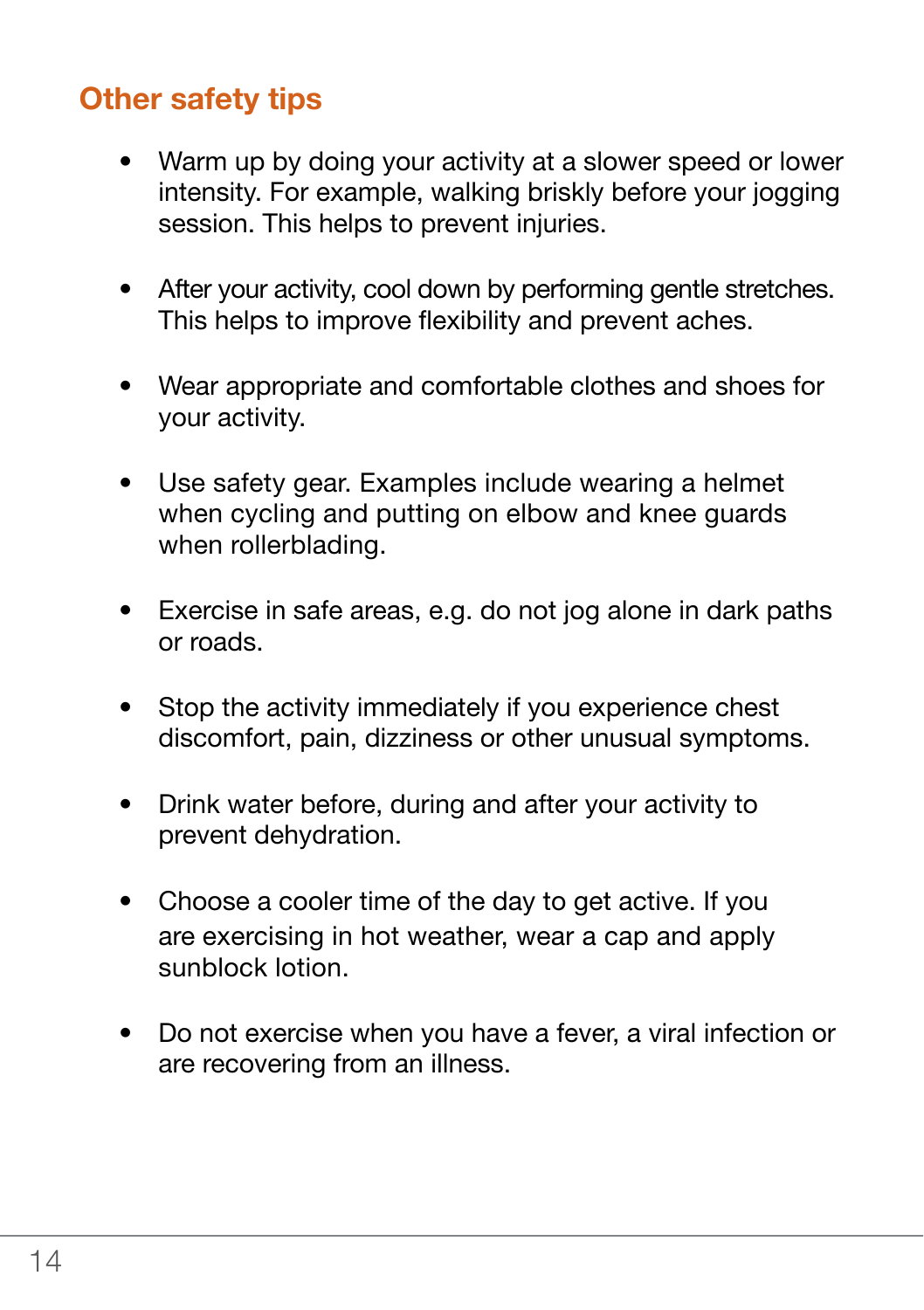## Other safety tips

- Warm up by doing your activity at a slower speed or lower intensity. For example, walking briskly before your jogging session. This helps to prevent injuries.
- After your activity, cool down by performing gentle stretches. This helps to improve flexibility and prevent aches.
- Wear appropriate and comfortable clothes and shoes for your activity.
- Use safety gear. Examples include wearing a helmet when cycling and putting on elbow and knee guards when rollerblading.
- Exercise in safe areas, e.g. do not jog alone in dark paths or roads.
- Stop the activity immediately if you experience chest discomfort, pain, dizziness or other unusual symptoms.
- Drink water before, during and after your activity to prevent dehydration.
- Choose a cooler time of the day to get active. If you are exercising in hot weather, wear a cap and apply sunblock lotion.
- Do not exercise when you have a fever, a viral infection or are recovering from an illness.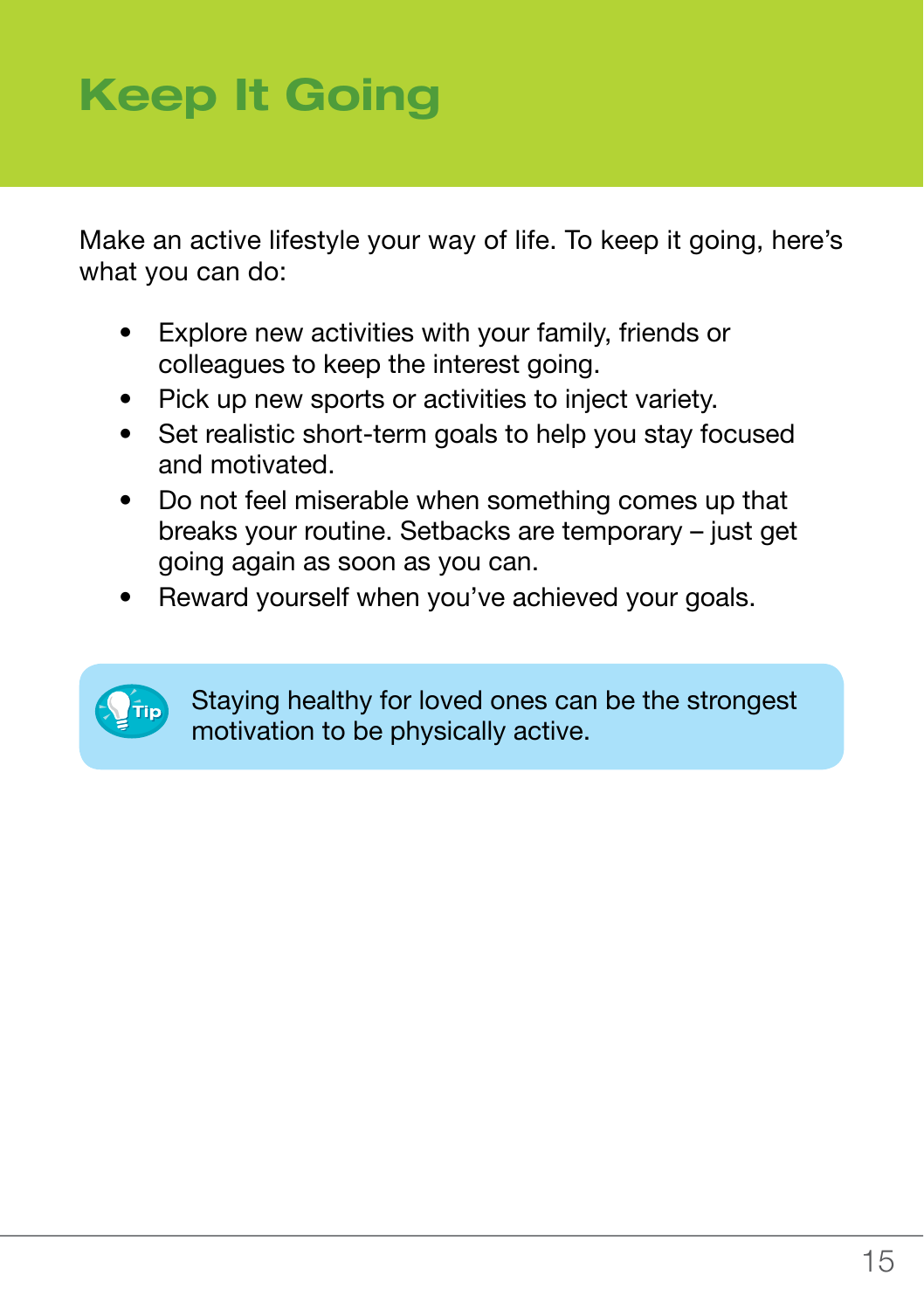# Keep It Going

Make an active lifestyle your way of life. To keep it going, here's what you can do:

- Explore new activities with your family, friends or colleagues to keep the interest going.
- Pick up new sports or activities to inject variety.
- Set realistic short-term goals to help you stay focused and motivated.
- Do not feel miserable when something comes up that breaks your routine. Setbacks are temporary – just get going again as soon as you can.
- Reward yourself when you've achieved your goals.

**Tip:** Staying healthy for loved ones can be the strongest motivation to be physically active.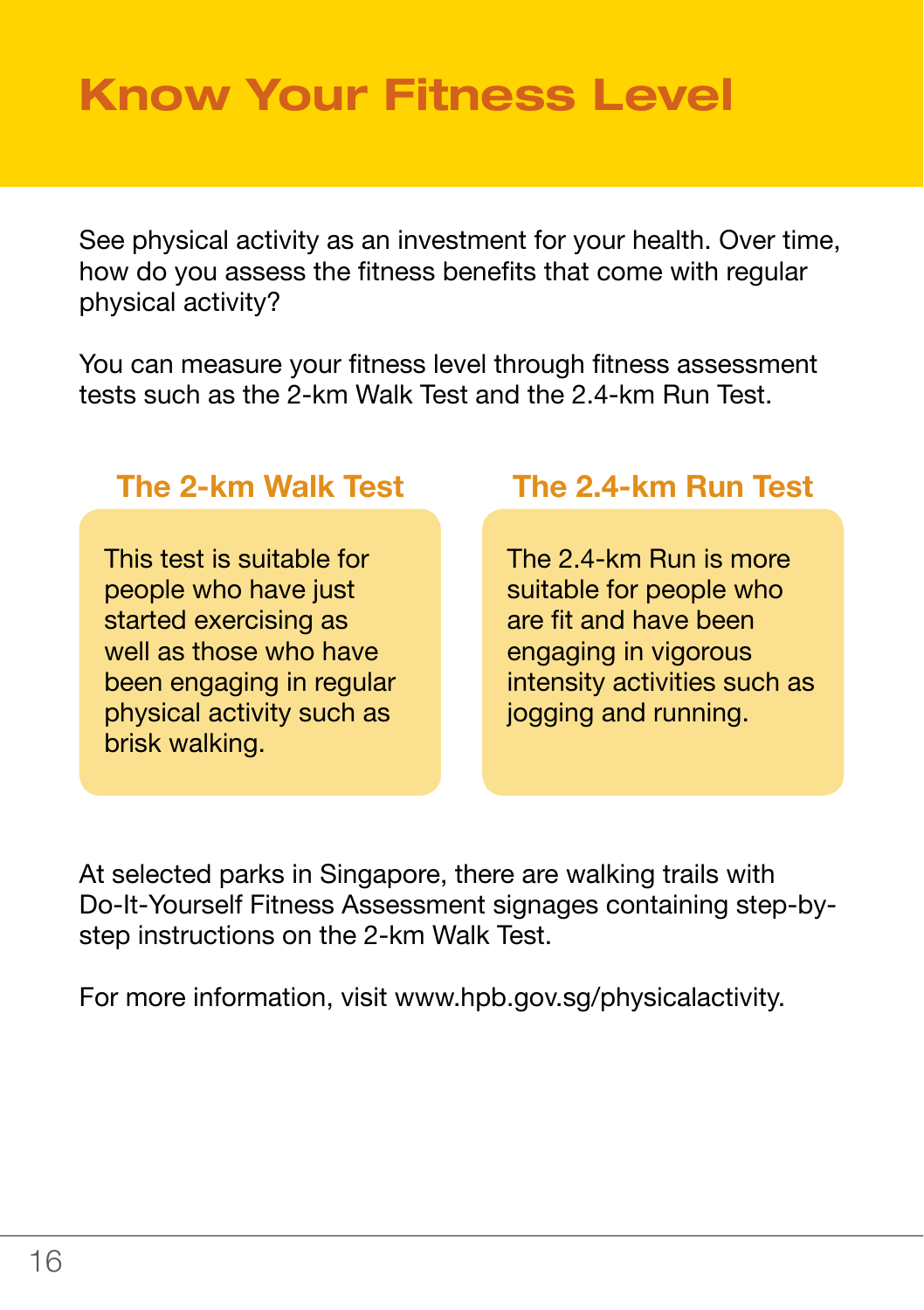# Know Your Fitness Level

See physical activity as an investment for your health. Over time, how do you assess the fitness benefits that come with regular physical activity?

You can measure your fitness level through fitness assessment tests such as the 2-km Walk Test and the 2.4-km Run Test.

## The 2-km Walk Test

This test is suitable for people who have just started exercising as well as those who have been engaging in regular physical activity such as brisk walking.

## The 2.4-km Run Test

The 2.4-km Run is more suitable for people who are fit and have been engaging in vigorous intensity activities such as jogging and running.

At selected parks in Singapore, there are walking trails with Do-It-Yourself Fitness Assessment signages containing step-by-step instructions on the 2-km Walk Test.

For more information, visit www.hpb.gov.sg/physicalactivity.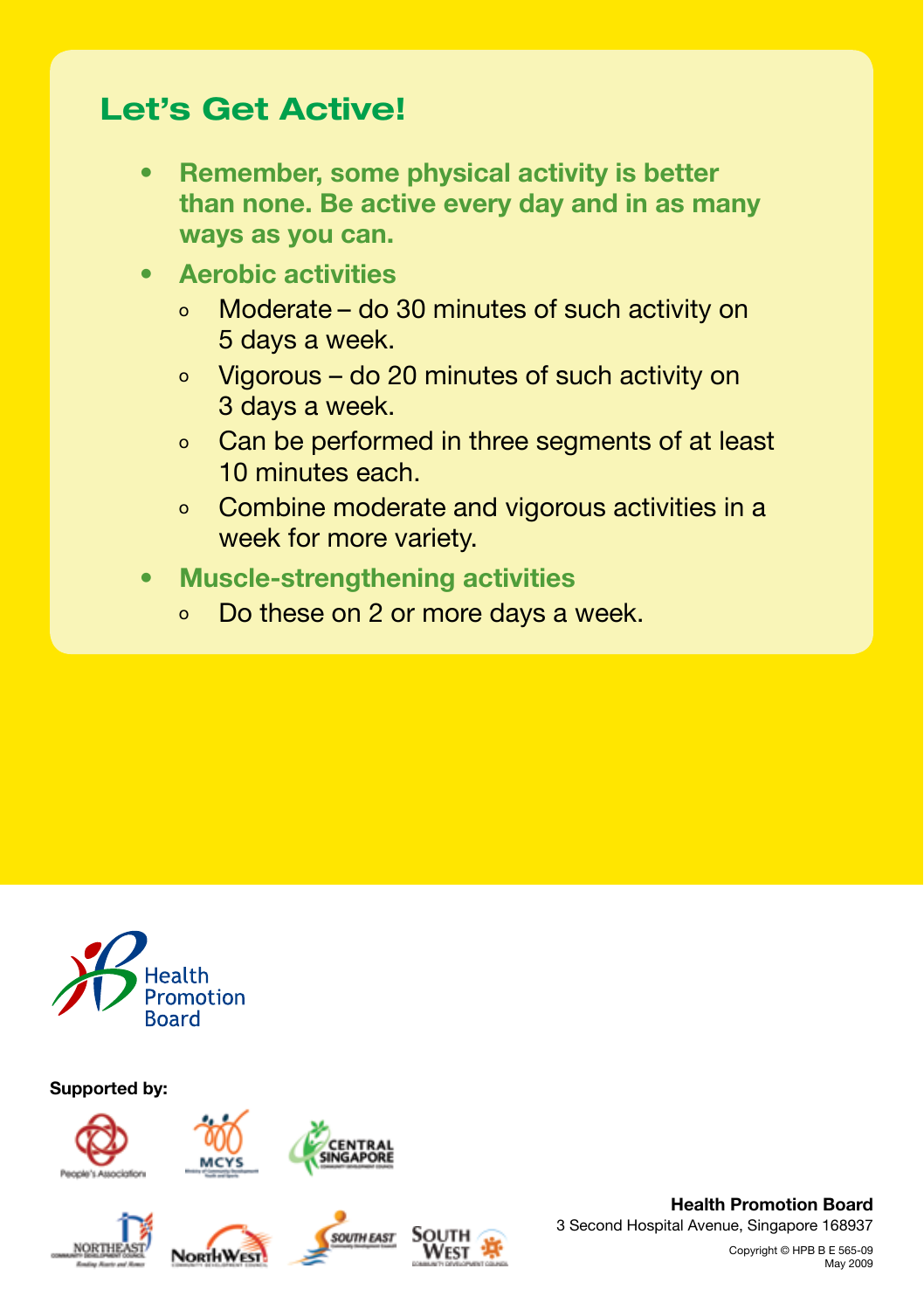## Let's Get Active!

- **Remember, some physical activity is better than none. Be active every day and in as many ways as you can.**
- **Aerobic activities**
  - Moderate – do 30 minutes of such activity on 5 days a week.
  - Vigorous – do 20 minutes of such activity on 3 days a week.
  - Can be performed in three segments of at least 10 minutes each.
  - Combine moderate and vigorous activities in a week for more variety.
- **Muscle-strengthening activities**
  - Do these on 2 or more days a week.

Health Promotion Board

**Supported by:**

People's Association

MCYS

Central Singapore Community Development Council

North East Community Development Council

North West Community Development Council

South East Community Development Council

South West Community Development Council

**Health Promotion Board**
3 Second Hospital Avenue, Singapore 168937

Copyright © HPB B E 565-09
May 2009